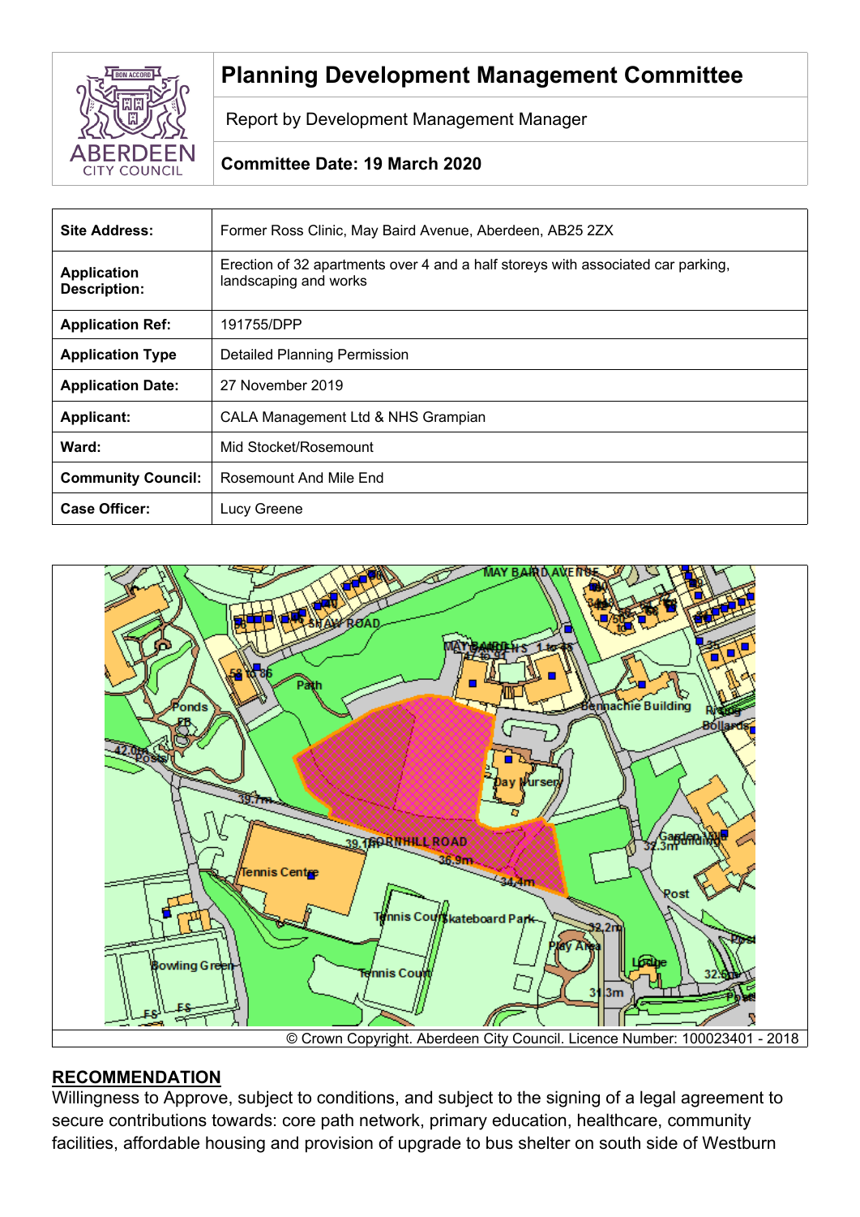# Planning Development Management Committee

Report by Development Management Manager

**Committee Date: 19 March 2020**

| | |
|---|---|
| **Site Address:** | Former Ross Clinic, May Baird Avenue, Aberdeen, AB25 2ZX |
| **Application Description:** | Erection of 32 apartments over 4 and a half storeys with associated car parking, landscaping and works |
| **Application Ref:** | 191755/DPP |
| **Application Type** | Detailed Planning Permission |
| **Application Date:** | 27 November 2019 |
| **Applicant:** | CALA Management Ltd & NHS Grampian |
| **Ward:** | Mid Stocket/Rosemount |
| **Community Council:** | Rosemount And Mile End |
| **Case Officer:** | Lucy Greene |

© Crown Copyright. Aberdeen City Council. Licence Number: 100023401 - 2018

## RECOMMENDATION

Willingness to Approve, subject to conditions, and subject to the signing of a legal agreement to secure contributions towards: core path network, primary education, healthcare, community facilities, affordable housing and provision of upgrade to bus shelter on south side of Westburn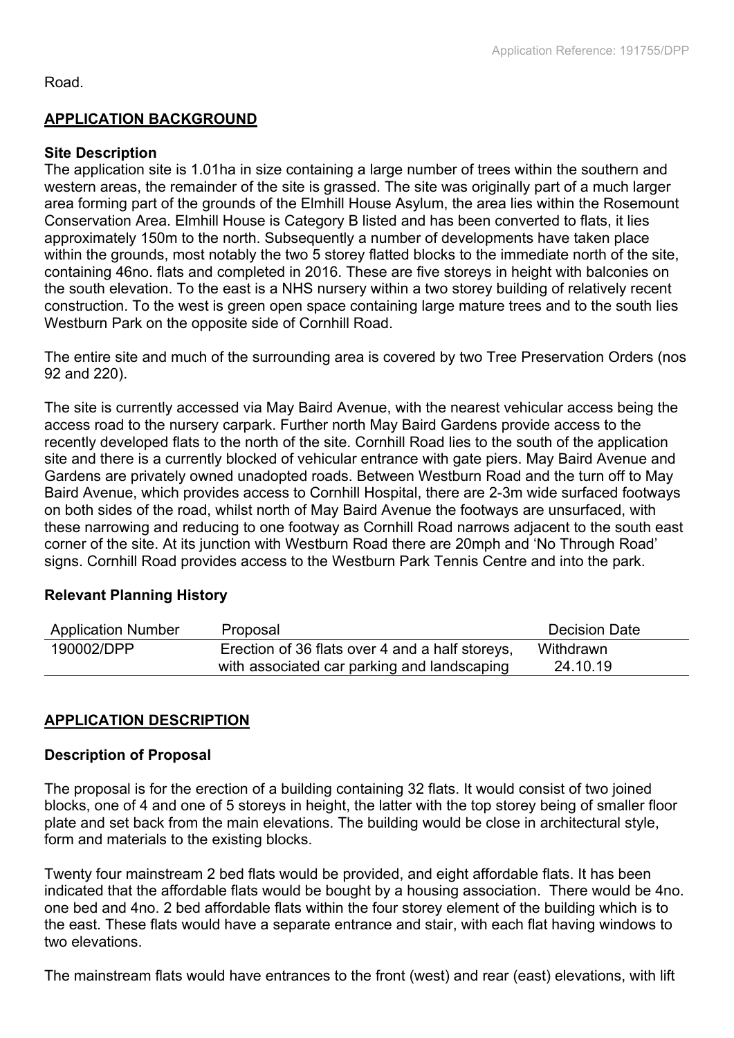Road.

## APPLICATION BACKGROUND

### Site Description

The application site is 1.01ha in size containing a large number of trees within the southern and western areas, the remainder of the site is grassed. The site was originally part of a much larger area forming part of the grounds of the Elmhill House Asylum, the area lies within the Rosemount Conservation Area. Elmhill House is Category B listed and has been converted to flats, it lies approximately 150m to the north. Subsequently a number of developments have taken place within the grounds, most notably the two 5 storey flatted blocks to the immediate north of the site, containing 46no. flats and completed in 2016. These are five storeys in height with balconies on the south elevation. To the east is a NHS nursery within a two storey building of relatively recent construction. To the west is green open space containing large mature trees and to the south lies Westburn Park on the opposite side of Cornhill Road.

The entire site and much of the surrounding area is covered by two Tree Preservation Orders (nos 92 and 220).

The site is currently accessed via May Baird Avenue, with the nearest vehicular access being the access road to the nursery carpark. Further north May Baird Gardens provide access to the recently developed flats to the north of the site. Cornhill Road lies to the south of the application site and there is a currently blocked of vehicular entrance with gate piers. May Baird Avenue and Gardens are privately owned unadopted roads. Between Westburn Road and the turn off to May Baird Avenue, which provides access to Cornhill Hospital, there are 2-3m wide surfaced footways on both sides of the road, whilst north of May Baird Avenue the footways are unsurfaced, with these narrowing and reducing to one footway as Cornhill Road narrows adjacent to the south east corner of the site. At its junction with Westburn Road there are 20mph and 'No Through Road' signs. Cornhill Road provides access to the Westburn Park Tennis Centre and into the park.

### Relevant Planning History

| Application Number | Proposal | Decision Date |
|---|---|---|
| 190002/DPP | Erection of 36 flats over 4 and a half storeys, with associated car parking and landscaping | Withdrawn 24.10.19 |

## APPLICATION DESCRIPTION

### Description of Proposal

The proposal is for the erection of a building containing 32 flats. It would consist of two joined blocks, one of 4 and one of 5 storeys in height, the latter with the top storey being of smaller floor plate and set back from the main elevations. The building would be close in architectural style, form and materials to the existing blocks.

Twenty four mainstream 2 bed flats would be provided, and eight affordable flats. It has been indicated that the affordable flats would be bought by a housing association. There would be 4no. one bed and 4no. 2 bed affordable flats within the four storey element of the building which is to the east. These flats would have a separate entrance and stair, with each flat having windows to two elevations.

The mainstream flats would have entrances to the front (west) and rear (east) elevations, with lift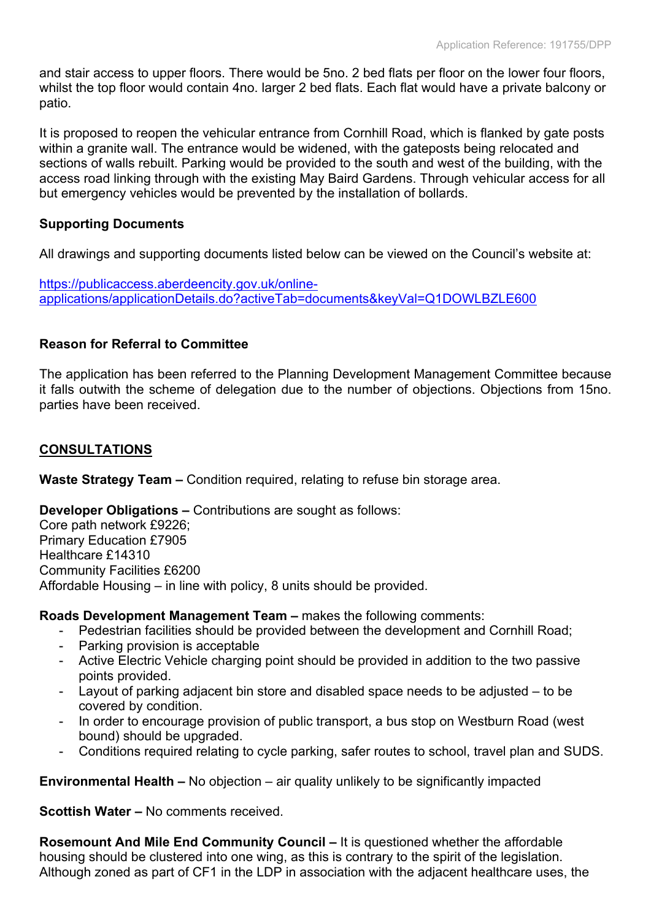and stair access to upper floors. There would be 5no. 2 bed flats per floor on the lower four floors, whilst the top floor would contain 4no. larger 2 bed flats. Each flat would have a private balcony or patio.

It is proposed to reopen the vehicular entrance from Cornhill Road, which is flanked by gate posts within a granite wall. The entrance would be widened, with the gateposts being relocated and sections of walls rebuilt. Parking would be provided to the south and west of the building, with the access road linking through with the existing May Baird Gardens. Through vehicular access for all but emergency vehicles would be prevented by the installation of bollards.

**Supporting Documents**

All drawings and supporting documents listed below can be viewed on the Council's website at:

[https://publicaccess.aberdeencity.gov.uk/online-applications/applicationDetails.do?activeTab=documents&keyVal=Q1DOWLBZLE600](https://publicaccess.aberdeencity.gov.uk/online-applications/applicationDetails.do?activeTab=documents&keyVal=Q1DOWLBZLE600)

**Reason for Referral to Committee**

The application has been referred to the Planning Development Management Committee because it falls outwith the scheme of delegation due to the number of objections. Objections from 15no. parties have been received.

## CONSULTATIONS

**Waste Strategy Team –** Condition required, relating to refuse bin storage area.

**Developer Obligations –** Contributions are sought as follows:
Core path network £9226;
Primary Education £7905
Healthcare £14310
Community Facilities £6200
Affordable Housing – in line with policy, 8 units should be provided.

**Roads Development Management Team –** makes the following comments:

- Pedestrian facilities should be provided between the development and Cornhill Road;
- Parking provision is acceptable
- Active Electric Vehicle charging point should be provided in addition to the two passive points provided.
- Layout of parking adjacent bin store and disabled space needs to be adjusted – to be covered by condition.
- In order to encourage provision of public transport, a bus stop on Westburn Road (west bound) should be upgraded.
- Conditions required relating to cycle parking, safer routes to school, travel plan and SUDS.

**Environmental Health –** No objection – air quality unlikely to be significantly impacted

**Scottish Water –** No comments received.

**Rosemount And Mile End Community Council –** It is questioned whether the affordable housing should be clustered into one wing, as this is contrary to the spirit of the legislation. Although zoned as part of CF1 in the LDP in association with the adjacent healthcare uses, the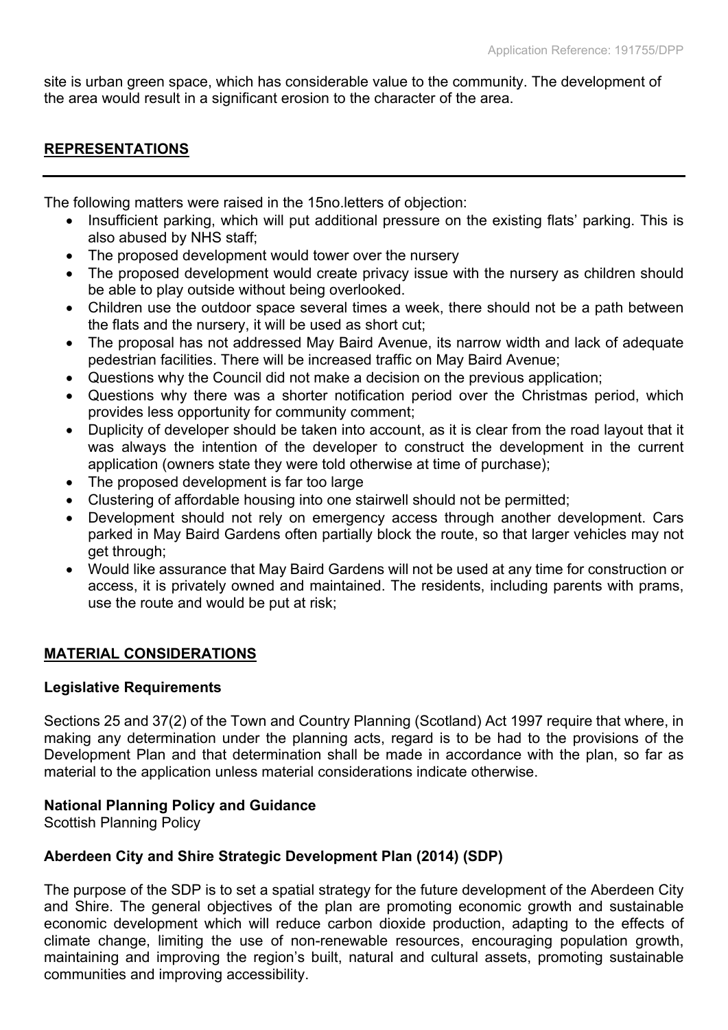site is urban green space, which has considerable value to the community. The development of the area would result in a significant erosion to the character of the area.

## REPRESENTATIONS

The following matters were raised in the 15no.letters of objection:

- Insufficient parking, which will put additional pressure on the existing flats' parking. This is also abused by NHS staff;
- The proposed development would tower over the nursery
- The proposed development would create privacy issue with the nursery as children should be able to play outside without being overlooked.
- Children use the outdoor space several times a week, there should not be a path between the flats and the nursery, it will be used as short cut;
- The proposal has not addressed May Baird Avenue, its narrow width and lack of adequate pedestrian facilities. There will be increased traffic on May Baird Avenue;
- Questions why the Council did not make a decision on the previous application;
- Questions why there was a shorter notification period over the Christmas period, which provides less opportunity for community comment;
- Duplicity of developer should be taken into account, as it is clear from the road layout that it was always the intention of the developer to construct the development in the current application (owners state they were told otherwise at time of purchase);
- The proposed development is far too large
- Clustering of affordable housing into one stairwell should not be permitted;
- Development should not rely on emergency access through another development. Cars parked in May Baird Gardens often partially block the route, so that larger vehicles may not get through;
- Would like assurance that May Baird Gardens will not be used at any time for construction or access, it is privately owned and maintained. The residents, including parents with prams, use the route and would be put at risk;

## MATERIAL CONSIDERATIONS

### Legislative Requirements

Sections 25 and 37(2) of the Town and Country Planning (Scotland) Act 1997 require that where, in making any determination under the planning acts, regard is to be had to the provisions of the Development Plan and that determination shall be made in accordance with the plan, so far as material to the application unless material considerations indicate otherwise.

### National Planning Policy and Guidance

Scottish Planning Policy

### Aberdeen City and Shire Strategic Development Plan (2014) (SDP)

The purpose of the SDP is to set a spatial strategy for the future development of the Aberdeen City and Shire. The general objectives of the plan are promoting economic growth and sustainable economic development which will reduce carbon dioxide production, adapting to the effects of climate change, limiting the use of non-renewable resources, encouraging population growth, maintaining and improving the region's built, natural and cultural assets, promoting sustainable communities and improving accessibility.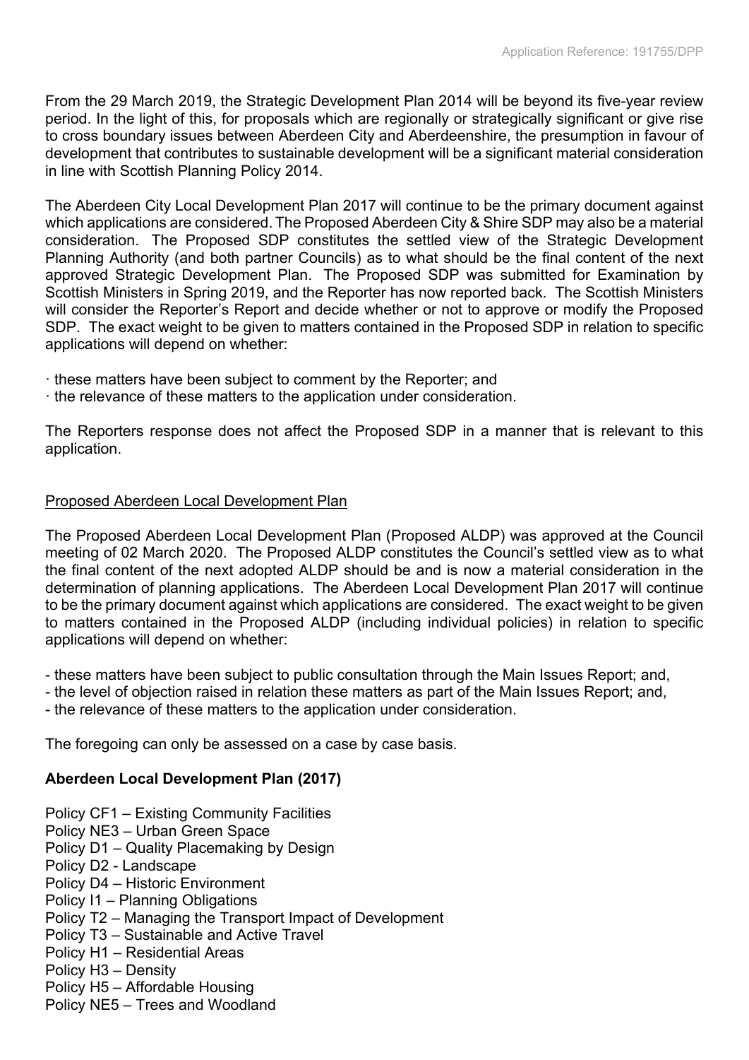From the 29 March 2019, the Strategic Development Plan 2014 will be beyond its five-year review period. In the light of this, for proposals which are regionally or strategically significant or give rise to cross boundary issues between Aberdeen City and Aberdeenshire, the presumption in favour of development that contributes to sustainable development will be a significant material consideration in line with Scottish Planning Policy 2014.

The Aberdeen City Local Development Plan 2017 will continue to be the primary document against which applications are considered. The Proposed Aberdeen City & Shire SDP may also be a material consideration. The Proposed SDP constitutes the settled view of the Strategic Development Planning Authority (and both partner Councils) as to what should be the final content of the next approved Strategic Development Plan. The Proposed SDP was submitted for Examination by Scottish Ministers in Spring 2019, and the Reporter has now reported back. The Scottish Ministers will consider the Reporter's Report and decide whether or not to approve or modify the Proposed SDP. The exact weight to be given to matters contained in the Proposed SDP in relation to specific applications will depend on whether:

- these matters have been subject to comment by the Reporter; and
- the relevance of these matters to the application under consideration.

The Reporters response does not affect the Proposed SDP in a manner that is relevant to this application.

## Proposed Aberdeen Local Development Plan

The Proposed Aberdeen Local Development Plan (Proposed ALDP) was approved at the Council meeting of 02 March 2020. The Proposed ALDP constitutes the Council's settled view as to what the final content of the next adopted ALDP should be and is now a material consideration in the determination of planning applications. The Aberdeen Local Development Plan 2017 will continue to be the primary document against which applications are considered. The exact weight to be given to matters contained in the Proposed ALDP (including individual policies) in relation to specific applications will depend on whether:

- these matters have been subject to public consultation through the Main Issues Report; and,
- the level of objection raised in relation these matters as part of the Main Issues Report; and,
- the relevance of these matters to the application under consideration.

The foregoing can only be assessed on a case by case basis.

**Aberdeen Local Development Plan (2017)**

Policy CF1 – Existing Community Facilities
Policy NE3 – Urban Green Space
Policy D1 – Quality Placemaking by Design
Policy D2 - Landscape
Policy D4 – Historic Environment
Policy I1 – Planning Obligations
Policy T2 – Managing the Transport Impact of Development
Policy T3 – Sustainable and Active Travel
Policy H1 – Residential Areas
Policy H3 – Density
Policy H5 – Affordable Housing
Policy NE5 – Trees and Woodland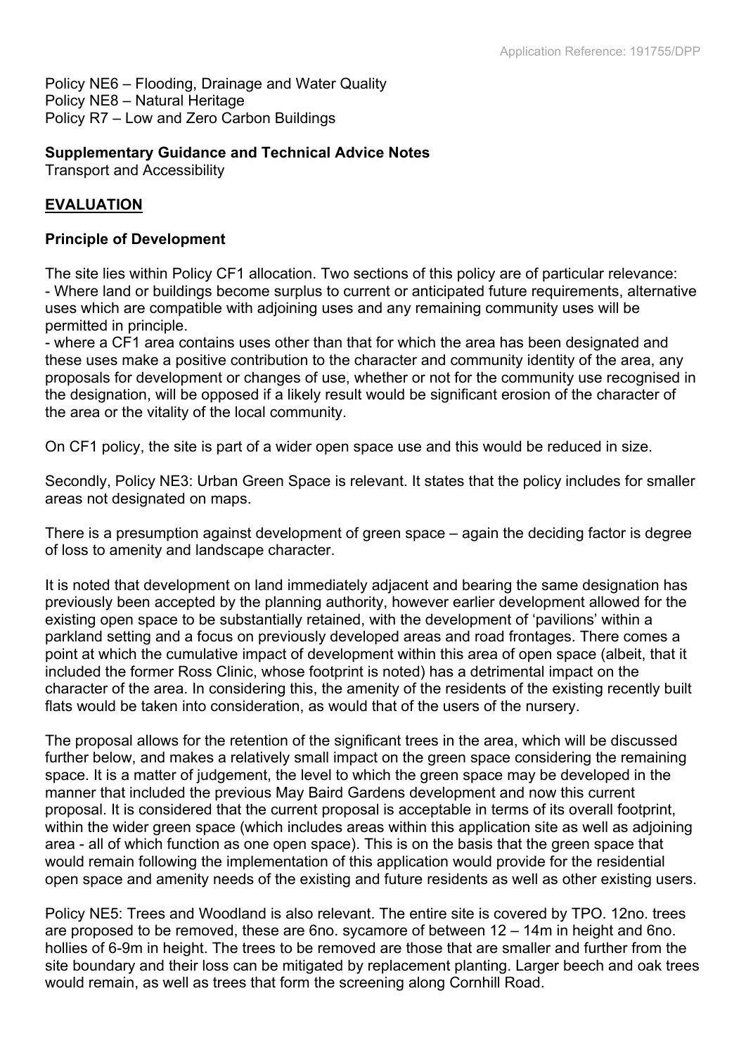Policy NE6 – Flooding, Drainage and Water Quality
Policy NE8 – Natural Heritage
Policy R7 – Low and Zero Carbon Buildings

**Supplementary Guidance and Technical Advice Notes**
Transport and Accessibility

## **EVALUATION**

### **Principle of Development**

The site lies within Policy CF1 allocation. Two sections of this policy are of particular relevance:
- Where land or buildings become surplus to current or anticipated future requirements, alternative uses which are compatible with adjoining uses and any remaining community uses will be permitted in principle.
- where a CF1 area contains uses other than that for which the area has been designated and these uses make a positive contribution to the character and community identity of the area, any proposals for development or changes of use, whether or not for the community use recognised in the designation, will be opposed if a likely result would be significant erosion of the character of the area or the vitality of the local community.

On CF1 policy, the site is part of a wider open space use and this would be reduced in size.

Secondly, Policy NE3: Urban Green Space is relevant. It states that the policy includes for smaller areas not designated on maps.

There is a presumption against development of green space – again the deciding factor is degree of loss to amenity and landscape character.

It is noted that development on land immediately adjacent and bearing the same designation has previously been accepted by the planning authority, however earlier development allowed for the existing open space to be substantially retained, with the development of 'pavilions' within a parkland setting and a focus on previously developed areas and road frontages. There comes a point at which the cumulative impact of development within this area of open space (albeit, that it included the former Ross Clinic, whose footprint is noted) has a detrimental impact on the character of the area. In considering this, the amenity of the residents of the existing recently built flats would be taken into consideration, as would that of the users of the nursery.

The proposal allows for the retention of the significant trees in the area, which will be discussed further below, and makes a relatively small impact on the green space considering the remaining space. It is a matter of judgement, the level to which the green space may be developed in the manner that included the previous May Baird Gardens development and now this current proposal. It is considered that the current proposal is acceptable in terms of its overall footprint, within the wider green space (which includes areas within this application site as well as adjoining area - all of which function as one open space). This is on the basis that the green space that would remain following the implementation of this application would provide for the residential open space and amenity needs of the existing and future residents as well as other existing users.

Policy NE5: Trees and Woodland is also relevant. The entire site is covered by TPO. 12no. trees are proposed to be removed, these are 6no. sycamore of between 12 – 14m in height and 6no. hollies of 6-9m in height. The trees to be removed are those that are smaller and further from the site boundary and their loss can be mitigated by replacement planting. Larger beech and oak trees would remain, as well as trees that form the screening along Cornhill Road.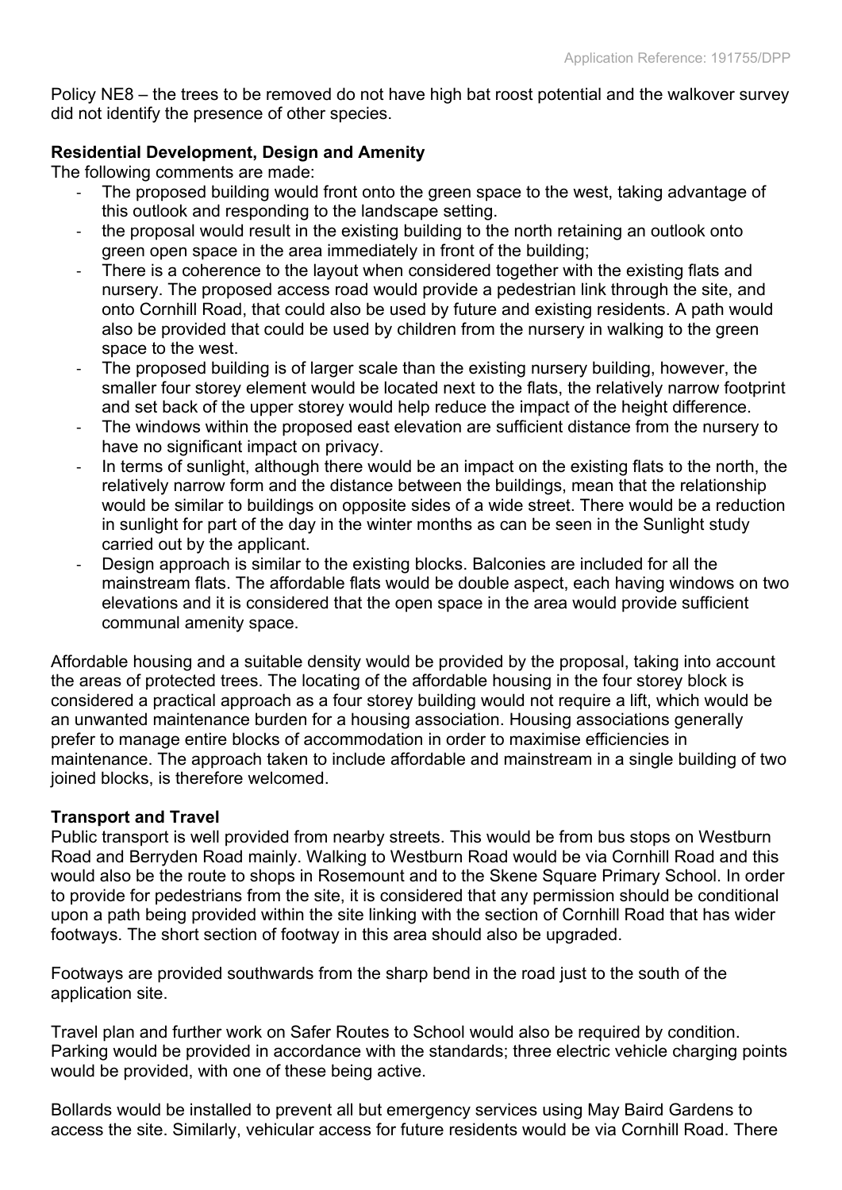Policy NE8 – the trees to be removed do not have high bat roost potential and the walkover survey did not identify the presence of other species.

**Residential Development, Design and Amenity**

The following comments are made:

- The proposed building would front onto the green space to the west, taking advantage of this outlook and responding to the landscape setting.
- the proposal would result in the existing building to the north retaining an outlook onto green open space in the area immediately in front of the building;
- There is a coherence to the layout when considered together with the existing flats and nursery. The proposed access road would provide a pedestrian link through the site, and onto Cornhill Road, that could also be used by future and existing residents. A path would also be provided that could be used by children from the nursery in walking to the green space to the west.
- The proposed building is of larger scale than the existing nursery building, however, the smaller four storey element would be located next to the flats, the relatively narrow footprint and set back of the upper storey would help reduce the impact of the height difference.
- The windows within the proposed east elevation are sufficient distance from the nursery to have no significant impact on privacy.
- In terms of sunlight, although there would be an impact on the existing flats to the north, the relatively narrow form and the distance between the buildings, mean that the relationship would be similar to buildings on opposite sides of a wide street. There would be a reduction in sunlight for part of the day in the winter months as can be seen in the Sunlight study carried out by the applicant.
- Design approach is similar to the existing blocks. Balconies are included for all the mainstream flats. The affordable flats would be double aspect, each having windows on two elevations and it is considered that the open space in the area would provide sufficient communal amenity space.

Affordable housing and a suitable density would be provided by the proposal, taking into account the areas of protected trees. The locating of the affordable housing in the four storey block is considered a practical approach as a four storey building would not require a lift, which would be an unwanted maintenance burden for a housing association. Housing associations generally prefer to manage entire blocks of accommodation in order to maximise efficiencies in maintenance. The approach taken to include affordable and mainstream in a single building of two joined blocks, is therefore welcomed.

**Transport and Travel**

Public transport is well provided from nearby streets. This would be from bus stops on Westburn Road and Berryden Road mainly. Walking to Westburn Road would be via Cornhill Road and this would also be the route to shops in Rosemount and to the Skene Square Primary School. In order to provide for pedestrians from the site, it is considered that any permission should be conditional upon a path being provided within the site linking with the section of Cornhill Road that has wider footways. The short section of footway in this area should also be upgraded.

Footways are provided southwards from the sharp bend in the road just to the south of the application site.

Travel plan and further work on Safer Routes to School would also be required by condition. Parking would be provided in accordance with the standards; three electric vehicle charging points would be provided, with one of these being active.

Bollards would be installed to prevent all but emergency services using May Baird Gardens to access the site. Similarly, vehicular access for future residents would be via Cornhill Road. There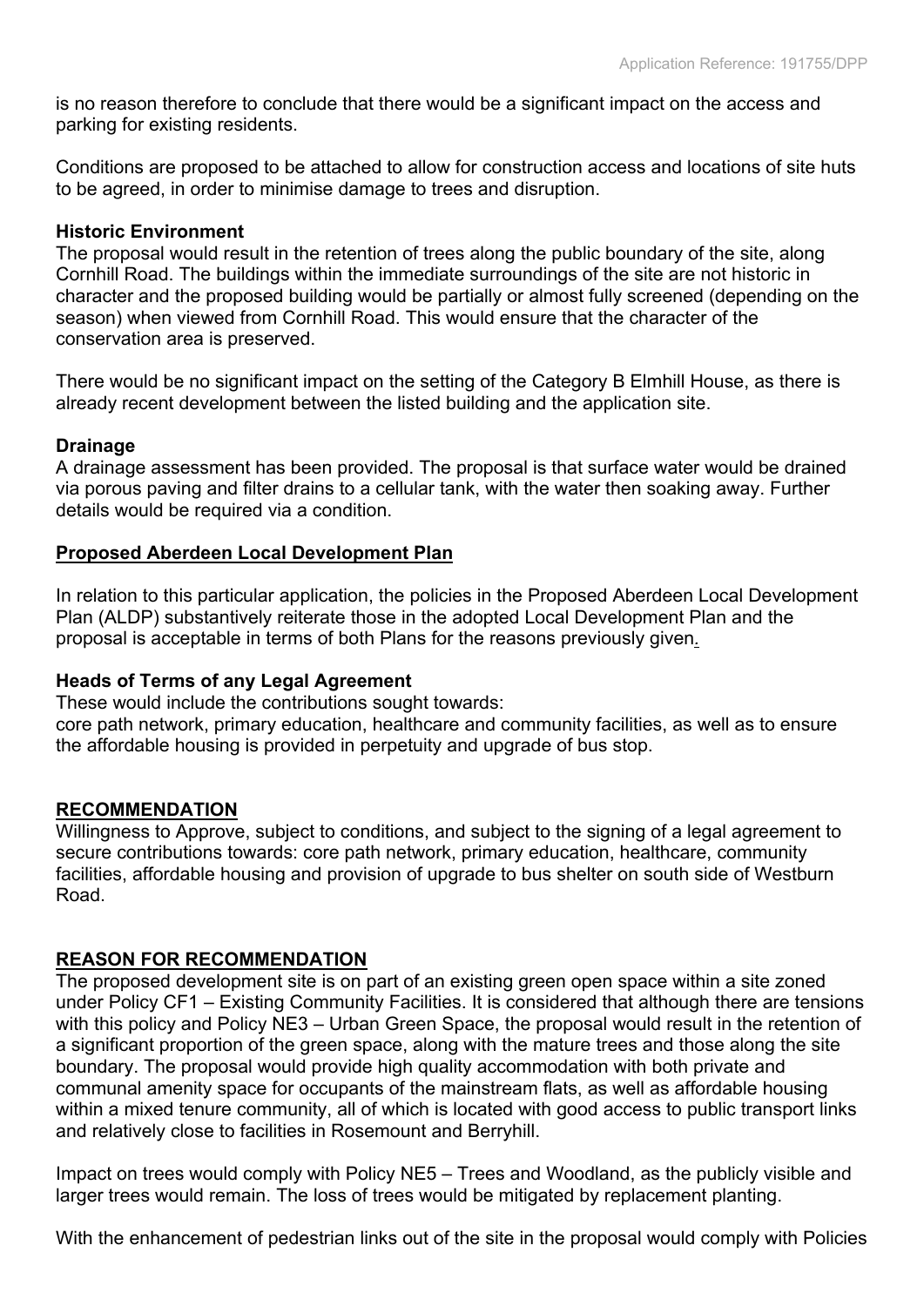is no reason therefore to conclude that there would be a significant impact on the access and parking for existing residents.

Conditions are proposed to be attached to allow for construction access and locations of site huts to be agreed, in order to minimise damage to trees and disruption.

**Historic Environment**

The proposal would result in the retention of trees along the public boundary of the site, along Cornhill Road. The buildings within the immediate surroundings of the site are not historic in character and the proposed building would be partially or almost fully screened (depending on the season) when viewed from Cornhill Road. This would ensure that the character of the conservation area is preserved.

There would be no significant impact on the setting of the Category B Elmhill House, as there is already recent development between the listed building and the application site.

**Drainage**

A drainage assessment has been provided. The proposal is that surface water would be drained via porous paving and filter drains to a cellular tank, with the water then soaking away. Further details would be required via a condition.

## Proposed Aberdeen Local Development Plan

In relation to this particular application, the policies in the Proposed Aberdeen Local Development Plan (ALDP) substantively reiterate those in the adopted Local Development Plan and the proposal is acceptable in terms of both Plans for the reasons previously given.

**Heads of Terms of any Legal Agreement**

These would include the contributions sought towards:
core path network, primary education, healthcare and community facilities, as well as to ensure the affordable housing is provided in perpetuity and upgrade of bus stop.

## RECOMMENDATION

Willingness to Approve, subject to conditions, and subject to the signing of a legal agreement to secure contributions towards: core path network, primary education, healthcare, community facilities, affordable housing and provision of upgrade to bus shelter on south side of Westburn Road.

## REASON FOR RECOMMENDATION

The proposed development site is on part of an existing green open space within a site zoned under Policy CF1 – Existing Community Facilities. It is considered that although there are tensions with this policy and Policy NE3 – Urban Green Space, the proposal would result in the retention of a significant proportion of the green space, along with the mature trees and those along the site boundary. The proposal would provide high quality accommodation with both private and communal amenity space for occupants of the mainstream flats, as well as affordable housing within a mixed tenure community, all of which is located with good access to public transport links and relatively close to facilities in Rosemount and Berryhill.

Impact on trees would comply with Policy NE5 – Trees and Woodland, as the publicly visible and larger trees would remain. The loss of trees would be mitigated by replacement planting.

With the enhancement of pedestrian links out of the site in the proposal would comply with Policies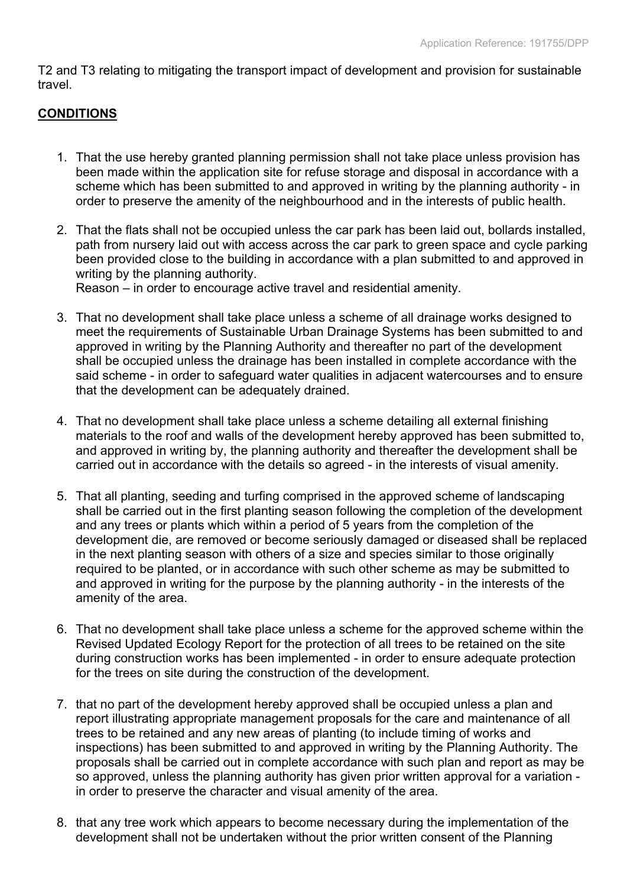T2 and T3 relating to mitigating the transport impact of development and provision for sustainable travel.

## CONDITIONS

1. That the use hereby granted planning permission shall not take place unless provision has been made within the application site for refuse storage and disposal in accordance with a scheme which has been submitted to and approved in writing by the planning authority - in order to preserve the amenity of the neighbourhood and in the interests of public health.

2. That the flats shall not be occupied unless the car park has been laid out, bollards installed, path from nursery laid out with access across the car park to green space and cycle parking been provided close to the building in accordance with a plan submitted to and approved in writing by the planning authority.
   Reason – in order to encourage active travel and residential amenity.

3. That no development shall take place unless a scheme of all drainage works designed to meet the requirements of Sustainable Urban Drainage Systems has been submitted to and approved in writing by the Planning Authority and thereafter no part of the development shall be occupied unless the drainage has been installed in complete accordance with the said scheme - in order to safeguard water qualities in adjacent watercourses and to ensure that the development can be adequately drained.

4. That no development shall take place unless a scheme detailing all external finishing materials to the roof and walls of the development hereby approved has been submitted to, and approved in writing by, the planning authority and thereafter the development shall be carried out in accordance with the details so agreed - in the interests of visual amenity.

5. That all planting, seeding and turfing comprised in the approved scheme of landscaping shall be carried out in the first planting season following the completion of the development and any trees or plants which within a period of 5 years from the completion of the development die, are removed or become seriously damaged or diseased shall be replaced in the next planting season with others of a size and species similar to those originally required to be planted, or in accordance with such other scheme as may be submitted to and approved in writing for the purpose by the planning authority - in the interests of the amenity of the area.

6. That no development shall take place unless a scheme for the approved scheme within the Revised Updated Ecology Report for the protection of all trees to be retained on the site during construction works has been implemented - in order to ensure adequate protection for the trees on site during the construction of the development.

7. that no part of the development hereby approved shall be occupied unless a plan and report illustrating appropriate management proposals for the care and maintenance of all trees to be retained and any new areas of planting (to include timing of works and inspections) has been submitted to and approved in writing by the Planning Authority. The proposals shall be carried out in complete accordance with such plan and report as may be so approved, unless the planning authority has given prior written approval for a variation - in order to preserve the character and visual amenity of the area.

8. that any tree work which appears to become necessary during the implementation of the development shall not be undertaken without the prior written consent of the Planning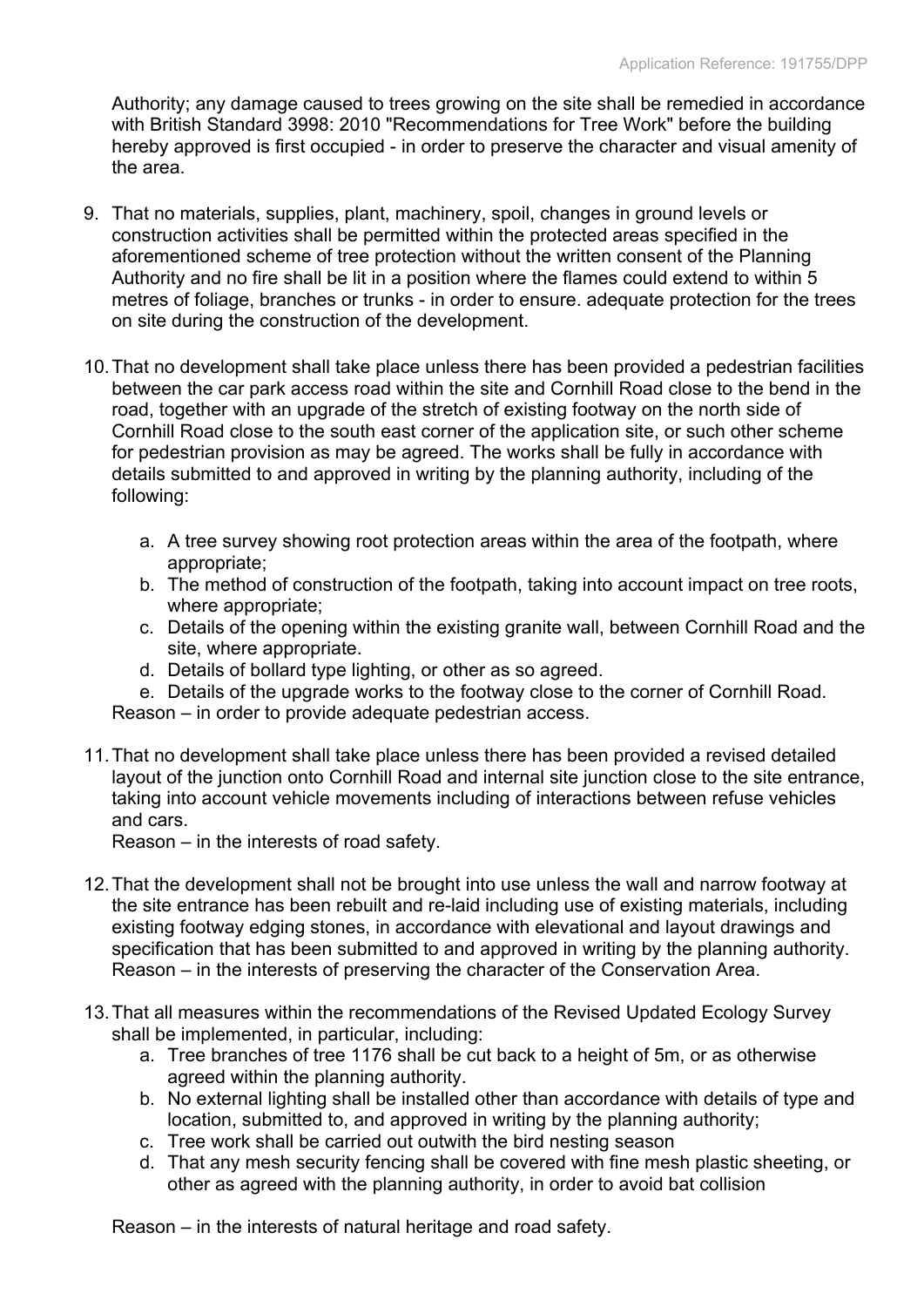Authority; any damage caused to trees growing on the site shall be remedied in accordance with British Standard 3998: 2010 "Recommendations for Tree Work" before the building hereby approved is first occupied - in order to preserve the character and visual amenity of the area.

9. That no materials, supplies, plant, machinery, spoil, changes in ground levels or construction activities shall be permitted within the protected areas specified in the aforementioned scheme of tree protection without the written consent of the Planning Authority and no fire shall be lit in a position where the flames could extend to within 5 metres of foliage, branches or trunks - in order to ensure. adequate protection for the trees on site during the construction of the development.

10. That no development shall take place unless there has been provided a pedestrian facilities between the car park access road within the site and Cornhill Road close to the bend in the road, together with an upgrade of the stretch of existing footway on the north side of Cornhill Road close to the south east corner of the application site, or such other scheme for pedestrian provision as may be agreed. The works shall be fully in accordance with details submitted to and approved in writing by the planning authority, including of the following:

    a. A tree survey showing root protection areas within the area of the footpath, where appropriate;
    b. The method of construction of the footpath, taking into account impact on tree roots, where appropriate;
    c. Details of the opening within the existing granite wall, between Cornhill Road and the site, where appropriate.
    d. Details of bollard type lighting, or other as so agreed.
    e. Details of the upgrade works to the footway close to the corner of Cornhill Road.

    Reason – in order to provide adequate pedestrian access.

11. That no development shall take place unless there has been provided a revised detailed layout of the junction onto Cornhill Road and internal site junction close to the site entrance, taking into account vehicle movements including of interactions between refuse vehicles and cars.
    Reason – in the interests of road safety.

12. That the development shall not be brought into use unless the wall and narrow footway at the site entrance has been rebuilt and re-laid including use of existing materials, including existing footway edging stones, in accordance with elevational and layout drawings and specification that has been submitted to and approved in writing by the planning authority.
    Reason – in the interests of preserving the character of the Conservation Area.

13. That all measures within the recommendations of the Revised Updated Ecology Survey shall be implemented, in particular, including:
    a. Tree branches of tree 1176 shall be cut back to a height of 5m, or as otherwise agreed within the planning authority.
    b. No external lighting shall be installed other than accordance with details of type and location, submitted to, and approved in writing by the planning authority;
    c. Tree work shall be carried out outwith the bird nesting season
    d. That any mesh security fencing shall be covered with fine mesh plastic sheeting, or other as agreed with the planning authority, in order to avoid bat collision

    Reason – in the interests of natural heritage and road safety.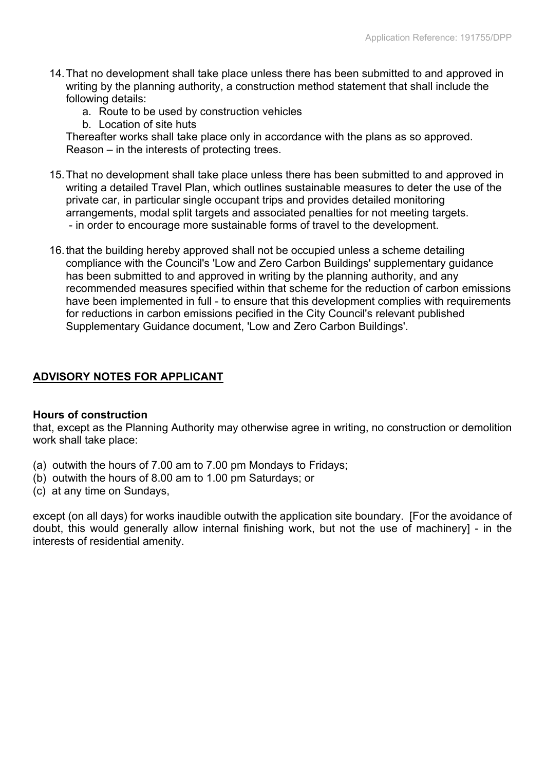14. That no development shall take place unless there has been submitted to and approved in writing by the planning authority, a construction method statement that shall include the following details:
    a. Route to be used by construction vehicles
    b. Location of site huts

    Thereafter works shall take place only in accordance with the plans as so approved. Reason – in the interests of protecting trees.

15. That no development shall take place unless there has been submitted to and approved in writing a detailed Travel Plan, which outlines sustainable measures to deter the use of the private car, in particular single occupant trips and provides detailed monitoring arrangements, modal split targets and associated penalties for not meeting targets.
    - in order to encourage more sustainable forms of travel to the development.

16. that the building hereby approved shall not be occupied unless a scheme detailing compliance with the Council's 'Low and Zero Carbon Buildings' supplementary guidance has been submitted to and approved in writing by the planning authority, and any recommended measures specified within that scheme for the reduction of carbon emissions have been implemented in full - to ensure that this development complies with requirements for reductions in carbon emissions pecified in the City Council's relevant published Supplementary Guidance document, 'Low and Zero Carbon Buildings'.

## ADVISORY NOTES FOR APPLICANT

**Hours of construction**
that, except as the Planning Authority may otherwise agree in writing, no construction or demolition work shall take place:

(a) outwith the hours of 7.00 am to 7.00 pm Mondays to Fridays;
(b) outwith the hours of 8.00 am to 1.00 pm Saturdays; or
(c) at any time on Sundays,

except (on all days) for works inaudible outwith the application site boundary. [For the avoidance of doubt, this would generally allow internal finishing work, but not the use of machinery] - in the interests of residential amenity.